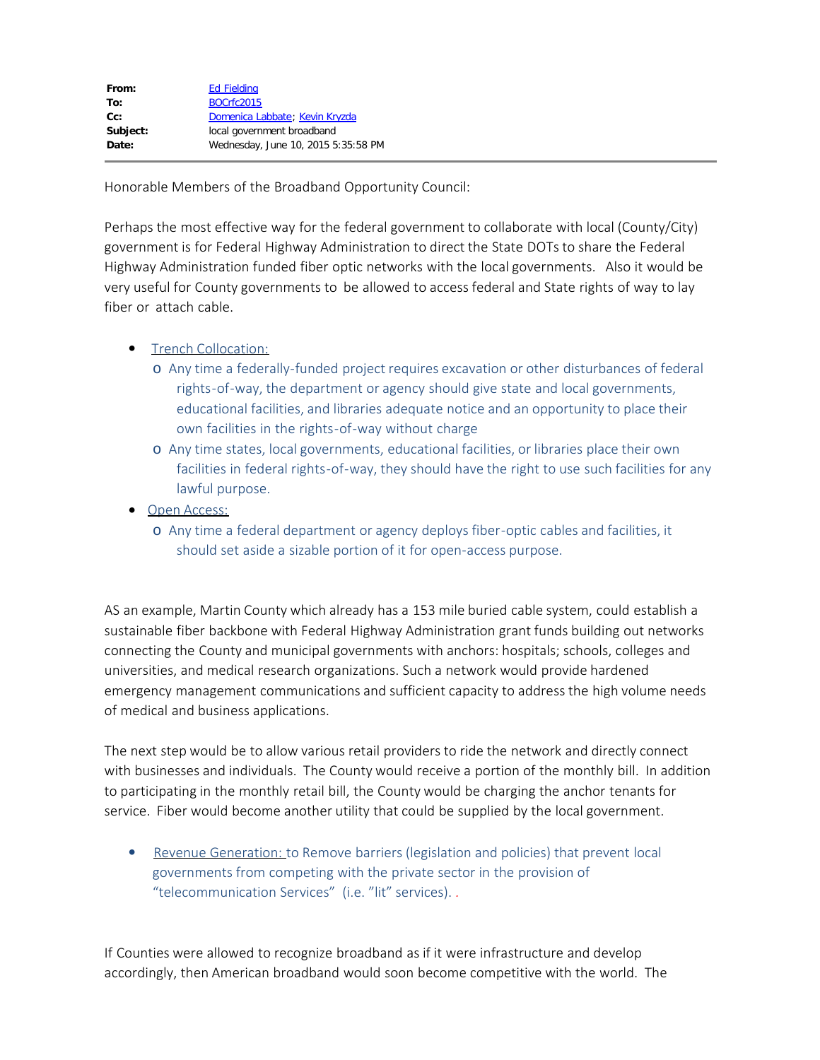| | |
|---|---|
| **From:** | Ed Fielding |
| **To:** | BOCrfc2015 |
| **Cc:** | Domenica Labbate; Kevin Kryzda |
| **Subject:** | local government broadband |
| **Date:** | Wednesday, June 10, 2015 5:35:58 PM |

Honorable Members of the Broadband Opportunity Council:

Perhaps the most effective way for the federal government to collaborate with local (County/City) government is for Federal Highway Administration to direct the State DOTs to share the Federal Highway Administration funded fiber optic networks with the local governments. Also it would be very useful for County governments to be allowed to access federal and State rights of way to lay fiber or attach cable.

- Trench Collocation:
  - Any time a federally-funded project requires excavation or other disturbances of federal rights-of-way, the department or agency should give state and local governments, educational facilities, and libraries adequate notice and an opportunity to place their own facilities in the rights-of-way without charge
  - Any time states, local governments, educational facilities, or libraries place their own facilities in federal rights-of-way, they should have the right to use such facilities for any lawful purpose.
- Open Access:
  - Any time a federal department or agency deploys fiber-optic cables and facilities, it should set aside a sizable portion of it for open-access purpose.

AS an example, Martin County which already has a 153 mile buried cable system, could establish a sustainable fiber backbone with Federal Highway Administration grant funds building out networks connecting the County and municipal governments with anchors: hospitals; schools, colleges and universities, and medical research organizations. Such a network would provide hardened emergency management communications and sufficient capacity to address the high volume needs of medical and business applications.

The next step would be to allow various retail providers to ride the network and directly connect with businesses and individuals. The County would receive a portion of the monthly bill. In addition to participating in the monthly retail bill, the County would be charging the anchor tenants for service. Fiber would become another utility that could be supplied by the local government.

- Revenue Generation: to Remove barriers (legislation and policies) that prevent local governments from competing with the private sector in the provision of "telecommunication Services" (i.e. "lit" services). .

If Counties were allowed to recognize broadband as if it were infrastructure and develop accordingly, then American broadband would soon become competitive with the world. The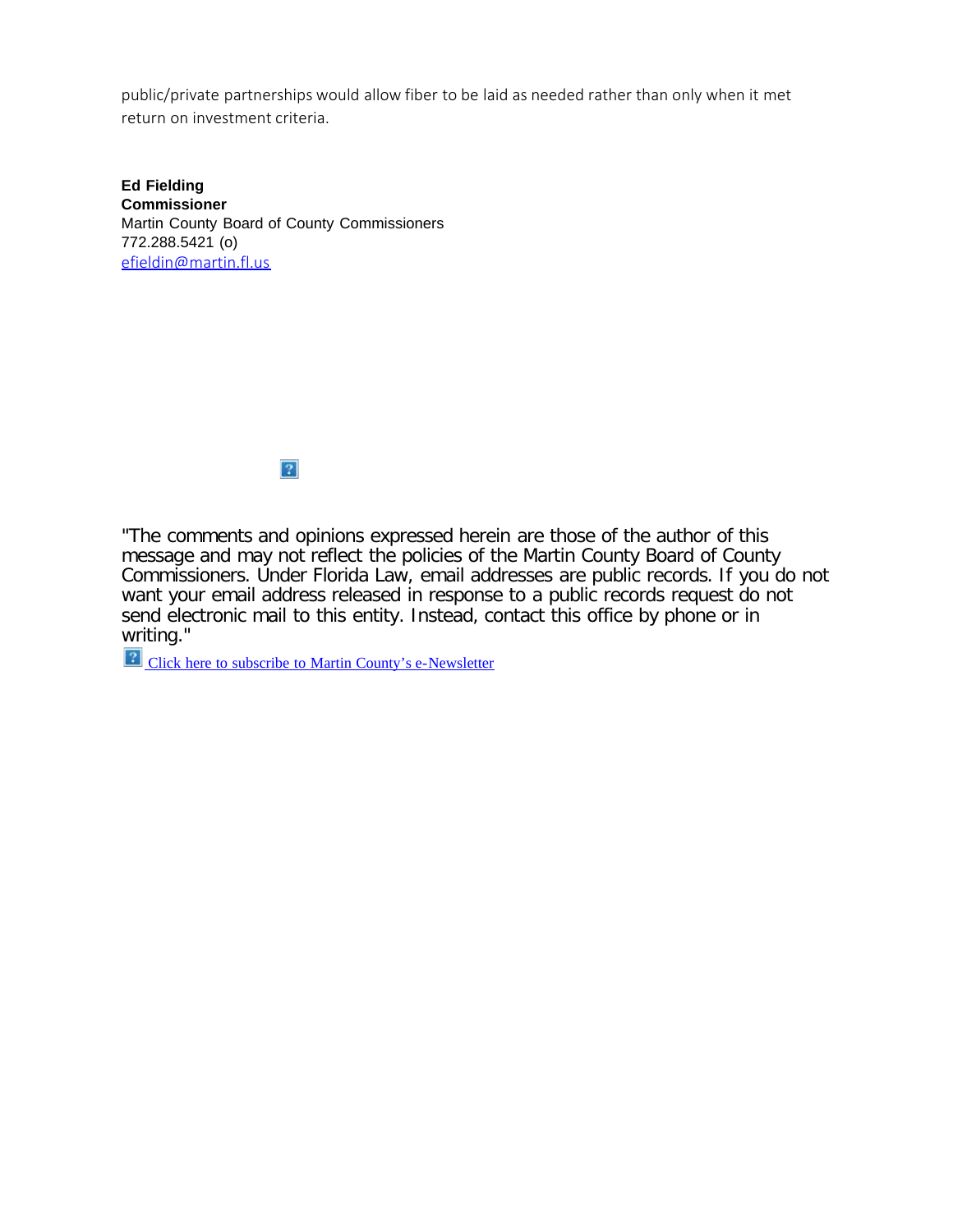public/private partnerships would allow fiber to be laid as needed rather than only when it met return on investment criteria.

**Ed Fielding**
**Commissioner**
Martin County Board of County Commissioners
772.288.5421 (o)
efieldin@martin.fl.us

"The comments and opinions expressed herein are those of the author of this message and may not reflect the policies of the Martin County Board of County Commissioners. Under Florida Law, email addresses are public records. If you do not want your email address released in response to a public records request do not send electronic mail to this entity. Instead, contact this office by phone or in writing."

Click here to subscribe to Martin County's e-Newsletter